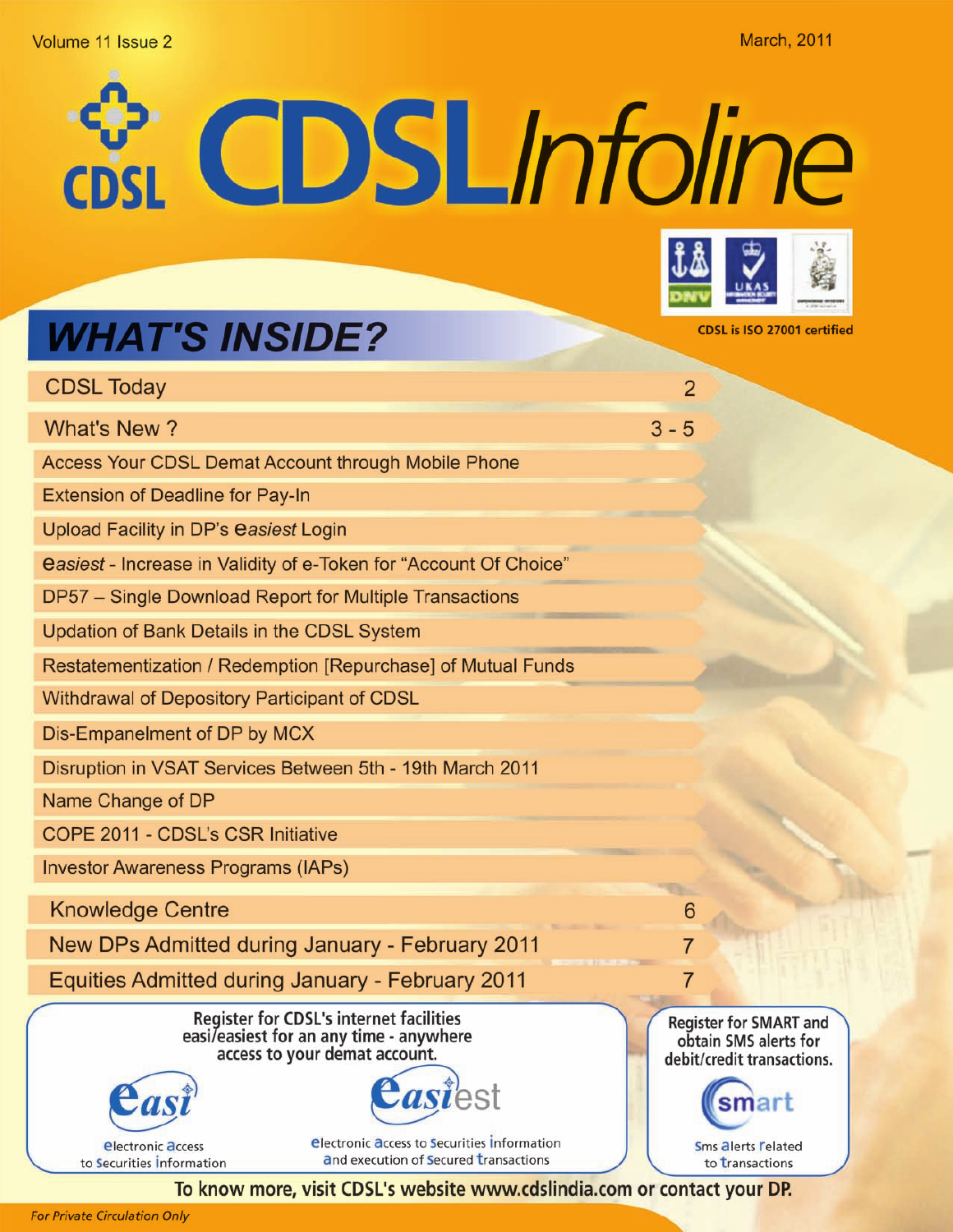Volume 11 Issue 2

March, 2011

# CDSL Infoline

CDSL is ISO 27001 certified

## WHAT'S INSIDE?

| | |
|---|---|
| CDSL Today | 2 |
| What's New ? | 3 - 5 |
| Access Your CDSL Demat Account through Mobile Phone | |
| Extension of Deadline for Pay-In | |
| Upload Facility in DP's *easiest* Login | |
| *easiest* - Increase in Validity of e-Token for "Account Of Choice" | |
| DP57 – Single Download Report for Multiple Transactions | |
| Updation of Bank Details in the CDSL System | |
| Restatementization / Redemption [Repurchase] of Mutual Funds | |
| Withdrawal of Depository Participant of CDSL | |
| Dis-Empanelment of DP by MCX | |
| Disruption in VSAT Services Between 5th - 19th March 2011 | |
| Name Change of DP | |
| COPE 2011 - CDSL's CSR Initiative | |
| Investor Awareness Programs (IAPs) | |
| Knowledge Centre | 6 |
| New DPs Admitted during January - February 2011 | 7 |
| Equities Admitted during January - February 2011 | 7 |

**Register for CDSL's internet facilities easi/easiest for an any time - anywhere access to your demat account.**

*easi* – electronic access to securities information

*easiest* – electronic access to securities information and execution of secured transactions

**Register for SMART and obtain SMS alerts for debit/credit transactions.**

*smart* – Sms alerts related to transactions

**To know more, visit CDSL's website www.cdslindia.com or contact your DP.**

*For Private Circulation Only*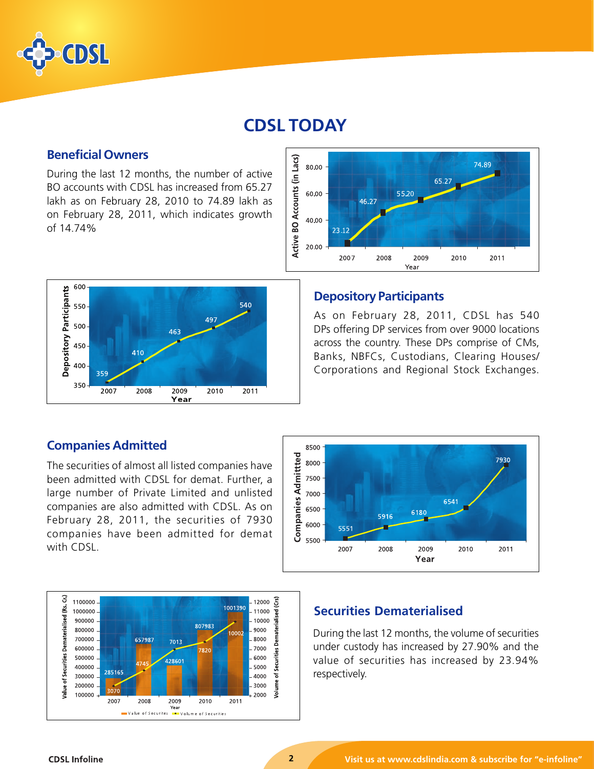# CDSL TODAY

## Beneficial Owners

During the last 12 months, the number of active BO accounts with CDSL has increased from 65.27 lakh as on February 28, 2010 to 74.89 lakh as on February 28, 2011, which indicates growth of 14.74%

| Year | Active BO Accounts (in Lacs) |
|---|---|
| 2007 | 23.12 |
| 2008 | 46.27 |
| 2009 | 55.20 |
| 2010 | 65.27 |
| 2011 | 74.89 |

## Depository Participants

As on February 28, 2011, CDSL has 540 DPs offering DP services from over 9000 locations across the country. These DPs comprise of CMs, Banks, NBFCs, Custodians, Clearing Houses/ Corporations and Regional Stock Exchanges.

| Year | Depository Participants |
|---|---|
| 2007 | 359 |
| 2008 | 410 |
| 2009 | 463 |
| 2010 | 497 |
| 2011 | 540 |

## Companies Admitted

The securities of almost all listed companies have been admitted with CDSL for demat. Further, a large number of Private Limited and unlisted companies are also admitted with CDSL. As on February 28, 2011, the securities of 7930 companies have been admitted for demat with CDSL.

| Year | Companies Admitted |
|---|---|
| 2007 | 5551 |
| 2008 | 5916 |
| 2009 | 6180 |
| 2010 | 6541 |
| 2011 | 7930 |

## Securities Dematerialised

During the last 12 months, the volume of securities under custody has increased by 27.90% and the value of securities has increased by 23.94% respectively.

| Year | Value of Securities Dematerialised (Rs. Cr.) | Volume of Securities Dematerialised (Crs) |
|---|---|---|
| 2007 | 285165 | 3070 |
| 2008 | 657987 | 4745 |
| 2009 | 428601 | 7013 |
| 2010 | 807983 | 7820 |
| 2011 | 1001390 | 10002 |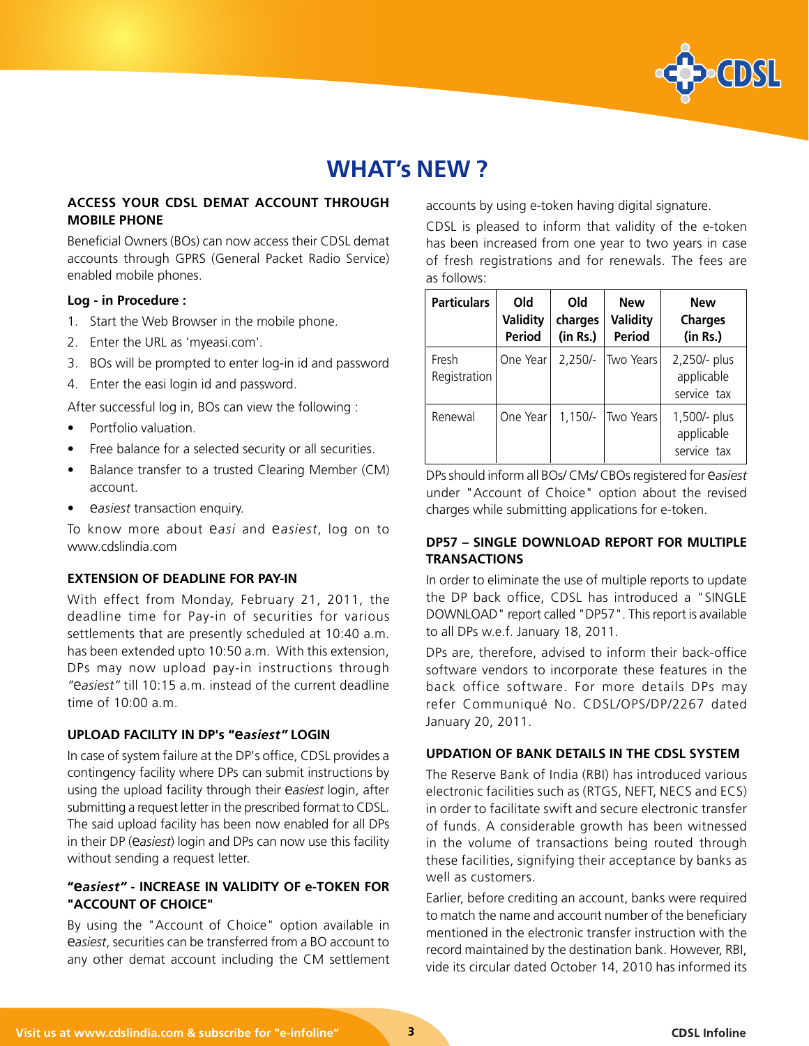# WHAT's NEW ?

## ACCESS YOUR CDSL DEMAT ACCOUNT THROUGH MOBILE PHONE

Beneficial Owners (BOs) can now access their CDSL demat accounts through GPRS (General Packet Radio Service) enabled mobile phones.

**Log - in Procedure :**

1. Start the Web Browser in the mobile phone.
2. Enter the URL as 'myeasi.com'.
3. BOs will be prompted to enter log-in id and password
4. Enter the easi login id and password.

After successful log in, BOs can view the following :

- Portfolio valuation.
- Free balance for a selected security or all securities.
- Balance transfer to a trusted Clearing Member (CM) account.
- e*asiest* transaction enquiry.

To know more about e*asi* and e*asiest*, log on to www.cdslindia.com

## EXTENSION OF DEADLINE FOR PAY-IN

With effect from Monday, February 21, 2011, the deadline time for Pay-in of securities for various settlements that are presently scheduled at 10:40 a.m. has been extended upto 10:50 a.m. With this extension, DPs may now upload pay-in instructions through *"easiest"* till 10:15 a.m. instead of the current deadline time of 10:00 a.m.

## UPLOAD FACILITY IN DP's "e*asiest*" LOGIN

In case of system failure at the DP's office, CDSL provides a contingency facility where DPs can submit instructions by using the upload facility through their e*asiest* login, after submitting a request letter in the prescribed format to CDSL. The said upload facility has been now enabled for all DPs in their DP (e*asiest*) login and DPs can now use this facility without sending a request letter.

## "e*asiest*" - INCREASE IN VALIDITY OF e-TOKEN FOR "ACCOUNT OF CHOICE"

By using the "Account of Choice" option available in e*asiest*, securities can be transferred from a BO account to any other demat account including the CM settlement accounts by using e-token having digital signature.

CDSL is pleased to inform that validity of the e-token has been increased from one year to two years in case of fresh registrations and for renewals. The fees are as follows:

| Particulars | Old Validity Period | Old charges (in Rs.) | New Validity Period | New Charges (in Rs.) |
|---|---|---|---|---|
| Fresh Registration | One Year | 2,250/- | Two Years | 2,250/- plus applicable service tax |
| Renewal | One Year | 1,150/- | Two Years | 1,500/- plus applicable service tax |

DPs should inform all BOs/ CMs/ CBOs registered for e*asiest* under "Account of Choice" option about the revised charges while submitting applications for e-token.

## DP57 – SINGLE DOWNLOAD REPORT FOR MULTIPLE TRANSACTIONS

In order to eliminate the use of multiple reports to update the DP back office, CDSL has introduced a "SINGLE DOWNLOAD" report called "DP57". This report is available to all DPs w.e.f. January 18, 2011.

DPs are, therefore, advised to inform their back-office software vendors to incorporate these features in the back office software. For more details DPs may refer Communiqué No. CDSL/OPS/DP/2267 dated January 20, 2011.

## UPDATION OF BANK DETAILS IN THE CDSL SYSTEM

The Reserve Bank of India (RBI) has introduced various electronic facilities such as (RTGS, NEFT, NECS and ECS) in order to facilitate swift and secure electronic transfer of funds. A considerable growth has been witnessed in the volume of transactions being routed through these facilities, signifying their acceptance by banks as well as customers.

Earlier, before crediting an account, banks were required to match the name and account number of the beneficiary mentioned in the electronic transfer instruction with the record maintained by the destination bank. However, RBI, vide its circular dated October 14, 2010 has informed its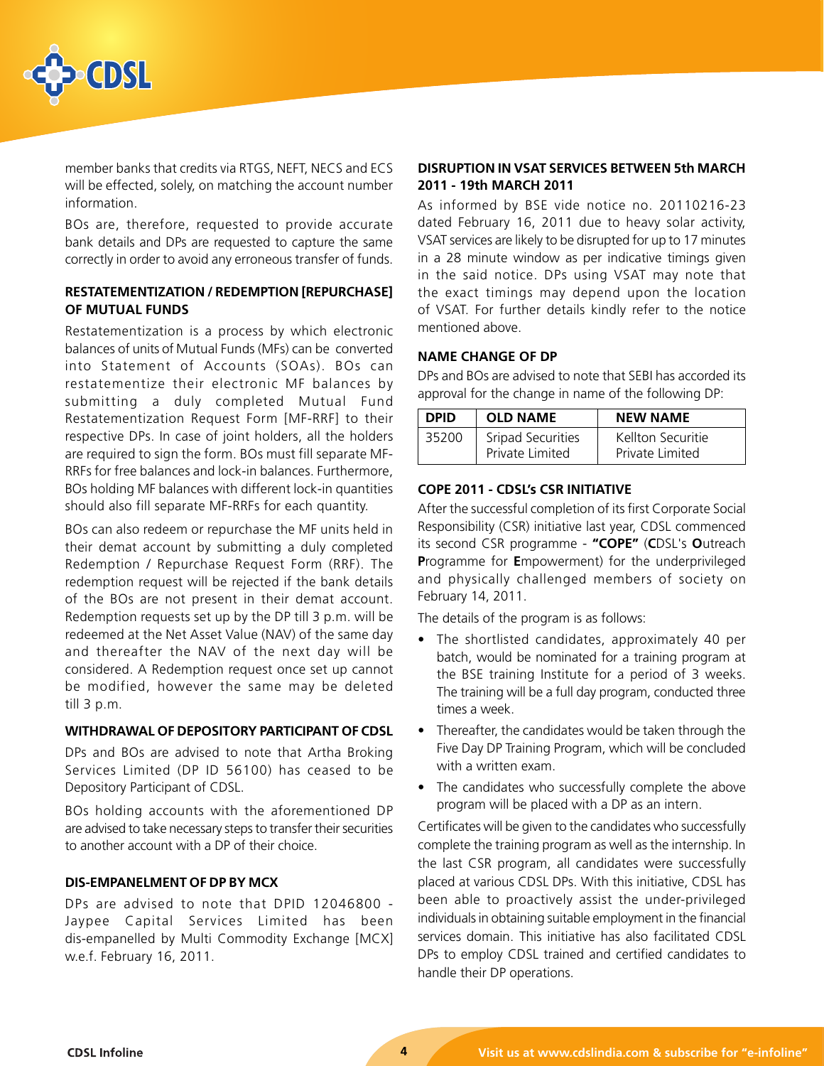member banks that credits via RTGS, NEFT, NECS and ECS will be effected, solely, on matching the account number information.

BOs are, therefore, requested to provide accurate bank details and DPs are requested to capture the same correctly in order to avoid any erroneous transfer of funds.

## RESTATEMENTIZATION / REDEMPTION [REPURCHASE] OF MUTUAL FUNDS

Restatementization is a process by which electronic balances of units of Mutual Funds (MFs) can be converted into Statement of Accounts (SOAs). BOs can restatementize their electronic MF balances by submitting a duly completed Mutual Fund Restatementization Request Form [MF-RRF] to their respective DPs. In case of joint holders, all the holders are required to sign the form. BOs must fill separate MF-RRFs for free balances and lock-in balances. Furthermore, BOs holding MF balances with different lock-in quantities should also fill separate MF-RRFs for each quantity.

BOs can also redeem or repurchase the MF units held in their demat account by submitting a duly completed Redemption / Repurchase Request Form (RRF). The redemption request will be rejected if the bank details of the BOs are not present in their demat account. Redemption requests set up by the DP till 3 p.m. will be redeemed at the Net Asset Value (NAV) of the same day and thereafter the NAV of the next day will be considered. A Redemption request once set up cannot be modified, however the same may be deleted till 3 p.m.

## WITHDRAWAL OF DEPOSITORY PARTICIPANT OF CDSL

DPs and BOs are advised to note that Artha Broking Services Limited (DP ID 56100) has ceased to be Depository Participant of CDSL.

BOs holding accounts with the aforementioned DP are advised to take necessary steps to transfer their securities to another account with a DP of their choice.

## DIS-EMPANELMENT OF DP BY MCX

DPs are advised to note that DPID 12046800 - Jaypee Capital Services Limited has been dis-empanelled by Multi Commodity Exchange [MCX] w.e.f. February 16, 2011.

## DISRUPTION IN VSAT SERVICES BETWEEN 5th MARCH 2011 - 19th MARCH 2011

As informed by BSE vide notice no. 20110216-23 dated February 16, 2011 due to heavy solar activity, VSAT services are likely to be disrupted for up to 17 minutes in a 28 minute window as per indicative timings given in the said notice. DPs using VSAT may note that the exact timings may depend upon the location of VSAT. For further details kindly refer to the notice mentioned above.

## NAME CHANGE OF DP

DPs and BOs are advised to note that SEBI has accorded its approval for the change in name of the following DP:

| DPID | OLD NAME | NEW NAME |
|---|---|---|
| 35200 | Sripad Securities Private Limited | Kellton Securitie Private Limited |

## COPE 2011 - CDSL's CSR INITIATIVE

After the successful completion of its first Corporate Social Responsibility (CSR) initiative last year, CDSL commenced its second CSR programme - **"COPE"** (**C**DSL's **O**utreach **P**rogramme for **E**mpowerment) for the underprivileged and physically challenged members of society on February 14, 2011.

The details of the program is as follows:

- The shortlisted candidates, approximately 40 per batch, would be nominated for a training program at the BSE training Institute for a period of 3 weeks. The training will be a full day program, conducted three times a week.
- Thereafter, the candidates would be taken through the Five Day DP Training Program, which will be concluded with a written exam.
- The candidates who successfully complete the above program will be placed with a DP as an intern.

Certificates will be given to the candidates who successfully complete the training program as well as the internship. In the last CSR program, all candidates were successfully placed at various CDSL DPs. With this initiative, CDSL has been able to proactively assist the under-privileged individuals in obtaining suitable employment in the financial services domain. This initiative has also facilitated CDSL DPs to employ CDSL trained and certified candidates to handle their DP operations.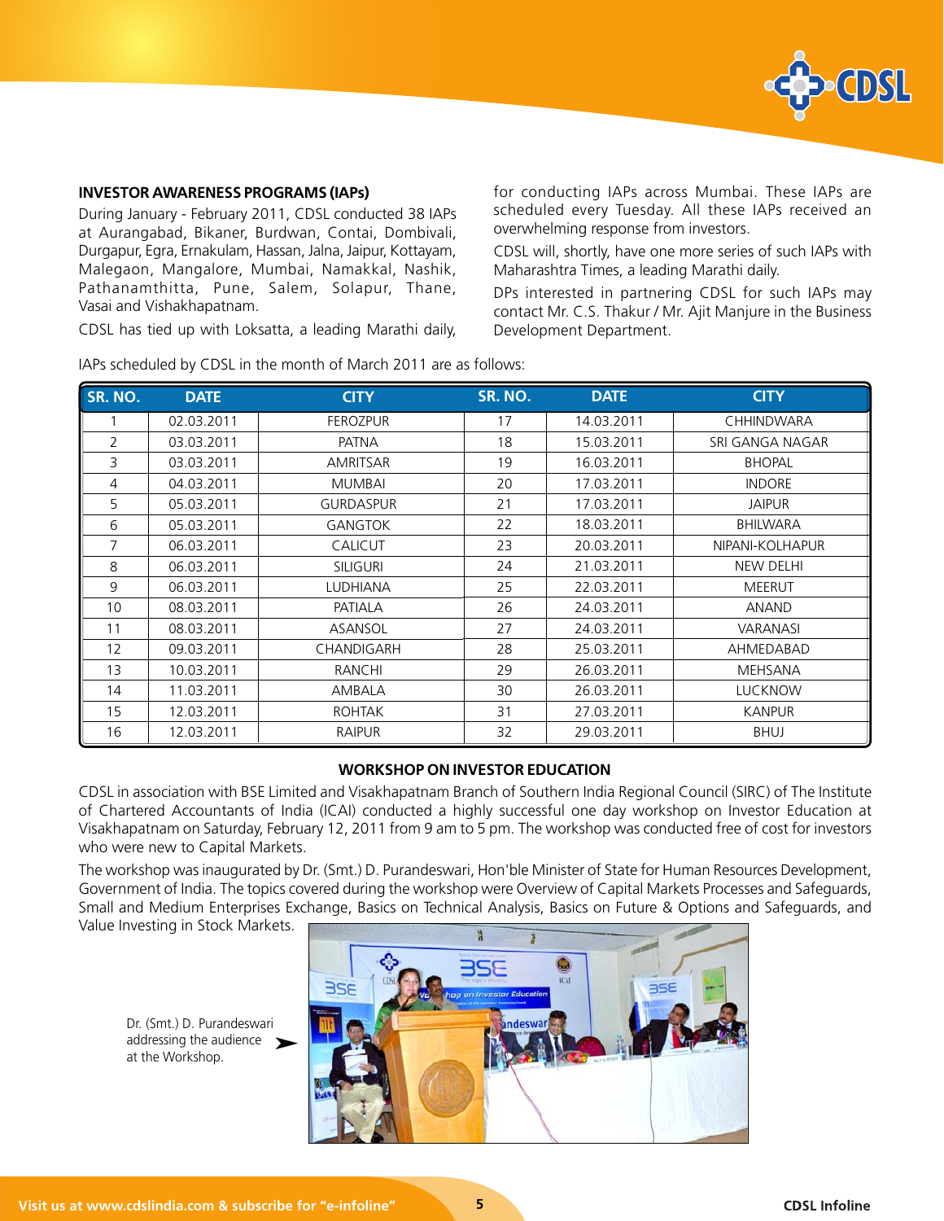## INVESTOR AWARENESS PROGRAMS (IAPs)

During January - February 2011, CDSL conducted 38 IAPs at Aurangabad, Bikaner, Burdwan, Contai, Dombivali, Durgapur, Egra, Ernakulam, Hassan, Jalna, Jaipur, Kottayam, Malegaon, Mangalore, Mumbai, Namakkal, Nashik, Pathanamthitta, Pune, Salem, Solapur, Thane, Vasai and Vishakhapatnam.

CDSL has tied up with Loksatta, a leading Marathi daily, for conducting IAPs across Mumbai. These IAPs are scheduled every Tuesday. All these IAPs received an overwhelming response from investors.

CDSL will, shortly, have one more series of such IAPs with Maharashtra Times, a leading Marathi daily.

DPs interested in partnering CDSL for such IAPs may contact Mr. C.S. Thakur / Mr. Ajit Manjure in the Business Development Department.

IAPs scheduled by CDSL in the month of March 2011 are as follows:

| SR. NO. | DATE | CITY | SR. NO. | DATE | CITY |
|---|---|---|---|---|---|
| 1 | 02.03.2011 | FEROZPUR | 17 | 14.03.2011 | CHHINDWARA |
| 2 | 03.03.2011 | PATNA | 18 | 15.03.2011 | SRI GANGA NAGAR |
| 3 | 03.03.2011 | AMRITSAR | 19 | 16.03.2011 | BHOPAL |
| 4 | 04.03.2011 | MUMBAI | 20 | 17.03.2011 | INDORE |
| 5 | 05.03.2011 | GURDASPUR | 21 | 17.03.2011 | JAIPUR |
| 6 | 05.03.2011 | GANGTOK | 22 | 18.03.2011 | BHILWARA |
| 7 | 06.03.2011 | CALICUT | 23 | 20.03.2011 | NIPANI-KOLHAPUR |
| 8 | 06.03.2011 | SILIGURI | 24 | 21.03.2011 | NEW DELHI |
| 9 | 06.03.2011 | LUDHIANA | 25 | 22.03.2011 | MEERUT |
| 10 | 08.03.2011 | PATIALA | 26 | 24.03.2011 | ANAND |
| 11 | 08.03.2011 | ASANSOL | 27 | 24.03.2011 | VARANASI |
| 12 | 09.03.2011 | CHANDIGARH | 28 | 25.03.2011 | AHMEDABAD |
| 13 | 10.03.2011 | RANCHI | 29 | 26.03.2011 | MEHSANA |
| 14 | 11.03.2011 | AMBALA | 30 | 26.03.2011 | LUCKNOW |
| 15 | 12.03.2011 | ROHTAK | 31 | 27.03.2011 | KANPUR |
| 16 | 12.03.2011 | RAIPUR | 32 | 29.03.2011 | BHUJ |

## WORKSHOP ON INVESTOR EDUCATION

CDSL in association with BSE Limited and Visakhapatnam Branch of Southern India Regional Council (SIRC) of The Institute of Chartered Accountants of India (ICAI) conducted a highly successful one day workshop on Investor Education at Visakhapatnam on Saturday, February 12, 2011 from 9 am to 5 pm. The workshop was conducted free of cost for investors who were new to Capital Markets.

The workshop was inaugurated by Dr. (Smt.) D. Purandeswari, Hon'ble Minister of State for Human Resources Development, Government of India. The topics covered during the workshop were Overview of Capital Markets Processes and Safeguards, Small and Medium Enterprises Exchange, Basics on Technical Analysis, Basics on Future & Options and Safeguards, and Value Investing in Stock Markets.

Dr. (Smt.) D. Purandeswari addressing the audience at the Workshop.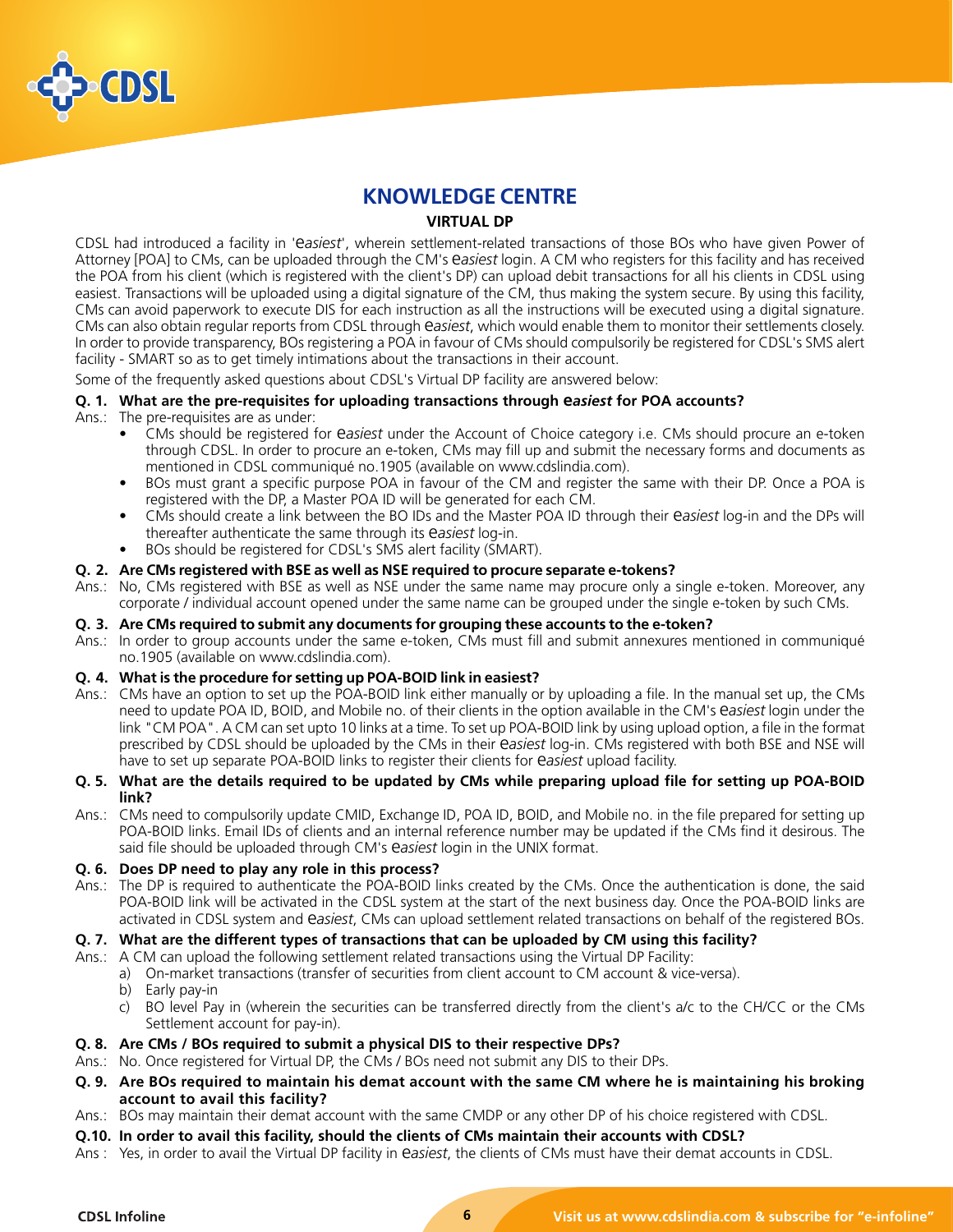# KNOWLEDGE CENTRE

## VIRTUAL DP

CDSL had introduced a facility in '*easiest*', wherein settlement-related transactions of those BOs who have given Power of Attorney [POA] to CMs, can be uploaded through the CM's *easiest* login. A CM who registers for this facility and has received the POA from his client (which is registered with the client's DP) can upload debit transactions for all his clients in CDSL using easiest. Transactions will be uploaded using a digital signature of the CM, thus making the system secure. By using this facility, CMs can avoid paperwork to execute DIS for each instruction as all the instructions will be executed using a digital signature. CMs can also obtain regular reports from CDSL through *easiest*, which would enable them to monitor their settlements closely. In order to provide transparency, BOs registering a POA in favour of CMs should compulsorily be registered for CDSL's SMS alert facility - SMART so as to get timely intimations about the transactions in their account.

Some of the frequently asked questions about CDSL's Virtual DP facility are answered below:

**Q. 1. What are the pre-requisites for uploading transactions through *easiest* for POA accounts?**

Ans.: The pre-requisites are as under:

- CMs should be registered for *easiest* under the Account of Choice category i.e. CMs should procure an e-token through CDSL. In order to procure an e-token, CMs may fill up and submit the necessary forms and documents as mentioned in CDSL communiqué no.1905 (available on www.cdslindia.com).
- BOs must grant a specific purpose POA in favour of the CM and register the same with their DP. Once a POA is registered with the DP, a Master POA ID will be generated for each CM.
- CMs should create a link between the BO IDs and the Master POA ID through their *easiest* log-in and the DPs will thereafter authenticate the same through its *easiest* log-in.
- BOs should be registered for CDSL's SMS alert facility (SMART).

**Q. 2. Are CMs registered with BSE as well as NSE required to procure separate e-tokens?**

Ans.: No, CMs registered with BSE as well as NSE under the same name may procure only a single e-token. Moreover, any corporate / individual account opened under the same name can be grouped under the single e-token by such CMs.

**Q. 3. Are CMs required to submit any documents for grouping these accounts to the e-token?**

Ans.: In order to group accounts under the same e-token, CMs must fill and submit annexures mentioned in communiqué no.1905 (available on www.cdslindia.com).

**Q. 4. What is the procedure for setting up POA-BOID link in easiest?**

Ans.: CMs have an option to set up the POA-BOID link either manually or by uploading a file. In the manual set up, the CMs need to update POA ID, BOID, and Mobile no. of their clients in the option available in the CM's *easiest* login under the link "CM POA". A CM can set upto 10 links at a time. To set up POA-BOID link by using upload option, a file in the format prescribed by CDSL should be uploaded by the CMs in their *easiest* log-in. CMs registered with both BSE and NSE will have to set up separate POA-BOID links to register their clients for *easiest* upload facility.

**Q. 5. What are the details required to be updated by CMs while preparing upload file for setting up POA-BOID link?**

Ans.: CMs need to compulsorily update CMID, Exchange ID, POA ID, BOID, and Mobile no. in the file prepared for setting up POA-BOID links. Email IDs of clients and an internal reference number may be updated if the CMs find it desirous. The said file should be uploaded through CM's *easiest* login in the UNIX format.

**Q. 6. Does DP need to play any role in this process?**

Ans.: The DP is required to authenticate the POA-BOID links created by the CMs. Once the authentication is done, the said POA-BOID link will be activated in the CDSL system at the start of the next business day. Once the POA-BOID links are activated in CDSL system and *easiest*, CMs can upload settlement related transactions on behalf of the registered BOs.

**Q. 7. What are the different types of transactions that can be uploaded by CM using this facility?**

Ans.: A CM can upload the following settlement related transactions using the Virtual DP Facility:

a) On-market transactions (transfer of securities from client account to CM account & vice-versa).
b) Early pay-in
c) BO level Pay in (wherein the securities can be transferred directly from the client's a/c to the CH/CC or the CMs Settlement account for pay-in).

**Q. 8. Are CMs / BOs required to submit a physical DIS to their respective DPs?**

Ans.: No. Once registered for Virtual DP, the CMs / BOs need not submit any DIS to their DPs.

**Q. 9. Are BOs required to maintain his demat account with the same CM where he is maintaining his broking account to avail this facility?**

Ans.: BOs may maintain their demat account with the same CMDP or any other DP of his choice registered with CDSL.

**Q.10. In order to avail this facility, should the clients of CMs maintain their accounts with CDSL?**

Ans : Yes, in order to avail the Virtual DP facility in *easiest*, the clients of CMs must have their demat accounts in CDSL.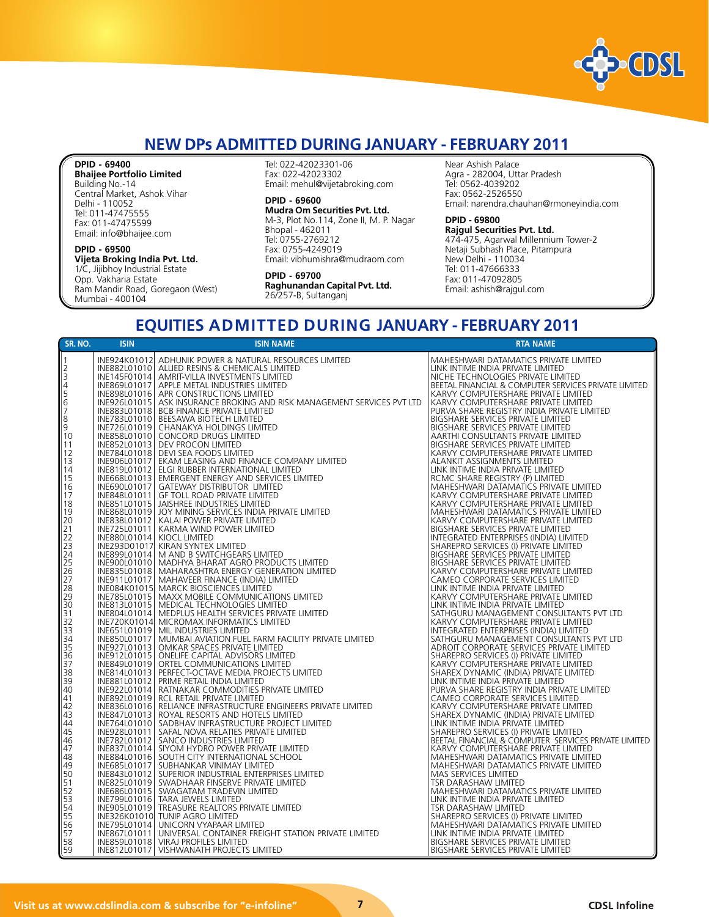## NEW DPs ADMITTED DURING JANUARY - FEBRUARY 2011

**DPID - 69400**
**Bhaijee Portfolio Limited**
Building No.-14
Central Market, Ashok Vihar
Delhi - 110052
Tel: 011-47475555
Fax: 011-47475599
Email: info@bhaijee.com

**DPID - 69500**
**Vijeta Broking India Pvt. Ltd.**
1/C, Jijibhoy Industrial Estate
Opp. Vakharia Estate
Ram Mandir Road, Goregaon (West)
Mumbai - 400104
Tel: 022-42023301-06
Fax: 022-42023302
Email: mehul@vijetabroking.com

**DPID - 69600**
**Mudra Om Securities Pvt. Ltd.**
M-3, Plot No.114, Zone II, M. P. Nagar
Bhopal - 462011
Tel: 0755-2769212
Fax: 0755-4249019
Email: vibhumishra@mudraom.com

**DPID - 69700**
**Raghunandan Capital Pvt. Ltd.**
26/257-B, Sultanganj
Near Ashish Palace
Agra - 282004, Uttar Pradesh
Tel: 0562-4039202
Fax: 0562-2526550
Email: narendra.chauhan@rmoneyindia.com

**DPID - 69800**
**Rajgul Securities Pvt. Ltd.**
474-475, Agarwal Millennium Tower-2
Netaji Subhash Place, Pitampura
New Delhi - 110034
Tel: 011-47666333
Fax: 011-47092805
Email: ashish@rajgul.com

## EQUITIES ADMITTED DURING JANUARY - FEBRUARY 2011

| SR. NO. | ISIN | ISIN NAME | RTA NAME |
|---|---|---|---|
| 1 | INE924K01012 | ADHUNIK POWER & NATURAL RESOURCES LIMITED | MAHESHWARI DATAMATICS PRIVATE LIMITED |
| 2 | INE882L01010 | ALLIED RESINS & CHEMICALS LIMITED | LINK INTIME INDIA PRIVATE LIMITED |
| 3 | INE145F01014 | AMRIT-VILLA INVESTMENTS LIMITED | NICHE TECHNOLOGIES PRIVATE LIMITED |
| 4 | INE869L01017 | APPLE METAL INDUSTRIES LIMITED | BEETAL FINANCIAL & COMPUTER SERVICES PRIVATE LIMITED |
| 5 | INE898L01016 | APR CONSTRUCTIONS LIMITED | KARVY COMPUTERSHARE PRIVATE LIMITED |
| 6 | INE926L01015 | ASK INSURANCE BROKING AND RISK MANAGEMENT SERVICES PVT LTD | KARVY COMPUTERSHARE PRIVATE LIMITED |
| 7 | INE883L01018 | BCB FINANCE PRIVATE LIMITED | PURVA SHARE REGISTRY INDIA PRIVATE LIMITED |
| 8 | INE783L01010 | BEESAWA BIOTECH LIMITED | BIGSHARE SERVICES PRIVATE LIMITED |
| 9 | INE726L01019 | CHANAKYA HOLDINGS LIMITED | BIGSHARE SERVICES PRIVATE LIMITED |
| 10 | INE858L01010 | CONCORD DRUGS LIMITED | AARTHI CONSULTANTS PRIVATE LIMITED |
| 11 | INE852L01013 | DEV PROCON LIMITED | BIGSHARE SERVICES PRIVATE LIMITED |
| 12 | INE784L01018 | DEVI SEA FOODS LIMITED | KARVY COMPUTERSHARE PRIVATE LIMITED |
| 13 | INE906L01017 | EKAM LEASING AND FINANCE COMPANY LIMITED | ALANKIT ASSIGNMENTS LIMITED |
| 14 | INE819L01012 | ELGI RUBBER INTERNATIONAL LIMITED | LINK INTIME INDIA PRIVATE LIMITED |
| 15 | INE668L01013 | EMERGENT ENERGY AND SERVICES LIMITED | RCMC SHARE REGISTRY (P) LIMITED |
| 16 | INE690L01017 | GATEWAY DISTRIBUTOR LIMITED | MAHESHWARI DATAMATICS PRIVATE LIMITED |
| 17 | INE848L01011 | GF TOLL ROAD PRIVATE LIMITED | KARVY COMPUTERSHARE PRIVATE LIMITED |
| 18 | INE851L01015 | JAISHREE INDUSTRIES LIMITED | KARVY COMPUTERSHARE PRIVATE LIMITED |
| 19 | INE868L01019 | JOY MINING SERVICES INDIA PRIVATE LIMITED | MAHESHWARI DATAMATICS PRIVATE LIMITED |
| 20 | INE838L01012 | KALAI POWER PRIVATE LIMITED | KARVY COMPUTERSHARE PRIVATE LIMITED |
| 21 | INE725L01011 | KARMA WIND POWER LIMITED | BIGSHARE SERVICES PRIVATE LIMITED |
| 22 | INE880L01014 | KIOCL LIMITED | INTEGRATED ENTERPRISES (INDIA) LIMITED |
| 23 | INE293D01017 | KIRAN SYNTEX LIMITED | SHAREPRO SERVICES (I) PRIVATE LIMITED |
| 24 | INE899L01014 | M AND B SWITCHGEARS LIMITED | BIGSHARE SERVICES PRIVATE LIMITED |
| 25 | INE900L01010 | MADHYA BHARAT AGRO PRODUCTS LIMITED | BIGSHARE SERVICES PRIVATE LIMITED |
| 26 | INE835L01018 | MAHARASHTRA ENERGY GENERATION LIMITED | KARVY COMPUTERSHARE PRIVATE LIMITED |
| 27 | INE911L01017 | MAHAVEER FINANCE (INDIA) LIMITED | CAMEO CORPORATE SERVICES LIMITED |
| 28 | INE084K01015 | MARCK BIOSCIENCES LIMITED | LINK INTIME INDIA PRIVATE LIMITED |
| 29 | INE785L01015 | MAXX MOBILE COMMUNICATIONS LIMITED | KARVY COMPUTERSHARE PRIVATE LIMITED |
| 30 | INE813L01015 | MEDICAL TECHNOLOGIES LIMITED | LINK INTIME INDIA PRIVATE LIMITED |
| 31 | INE804L01014 | MEDPLUS HEALTH SERVICES PRIVATE LIMITED | SATHGURU MANAGEMENT CONSULTANTS PVT LTD |
| 32 | INE720K01014 | MICROMAX INFORMATICS LIMITED | KARVY COMPUTERSHARE PRIVATE LIMITED |
| 33 | INE651L01019 | MIL INDUSTRIES LIMITED | INTEGRATED ENTERPRISES (INDIA) LIMITED |
| 34 | INE850L01017 | MUMBAI AVIATION FUEL FARM FACILITY PRIVATE LIMITED | SATHGURU MANAGEMENT CONSULTANTS PVT LTD |
| 35 | INE927L01013 | OMKAR SPACES PRIVATE LIMITED | ADROIT CORPORATE SERVICES PRIVATE LIMITED |
| 36 | INE912L01015 | ONELIFE CAPITAL ADVISORS LIMITED | SHAREPRO SERVICES (I) PRIVATE LIMITED |
| 37 | INE849L01019 | ORTEL COMMUNICATIONS LIMITED | KARVY COMPUTERSHARE PRIVATE LIMITED |
| 38 | INE814L01013 | PERFECT-OCTAVE MEDIA PROJECTS LIMITED | SHAREX DYNAMIC (INDIA) PRIVATE LIMITED |
| 39 | INE881L01012 | PRIME RETAIL INDIA LIMITED | LINK INTIME INDIA PRIVATE LIMITED |
| 40 | INE922L01014 | RATNAKAR COMMODITIES PRIVATE LIMITED | PURVA SHARE REGISTRY INDIA PRIVATE LIMITED |
| 41 | INE892L01019 | RCL RETAIL PRIVATE LIMITED | CAMEO CORPORATE SERVICES LIMITED |
| 42 | INE836L01016 | RELIANCE INFRASTRUCTURE ENGINEERS PRIVATE LIMITED | KARVY COMPUTERSHARE PRIVATE LIMITED |
| 43 | INE847L01013 | ROYAL RESORTS AND HOTELS LIMITED | SHAREX DYNAMIC (INDIA) PRIVATE LIMITED |
| 44 | INE764L01010 | SADBHAV INFRASTRUCTURE PROJECT LIMITED | LINK INTIME INDIA PRIVATE LIMITED |
| 45 | INE928L01011 | SAFAL NOVA RELATIES PRIVATE LIMITED | SHAREPRO SERVICES (I) PRIVATE LIMITED |
| 46 | INE782L01012 | SANCO INDUSTRIES LIMITED | BEETAL FINANCIAL & COMPUTER SERVICES PRIVATE LIMITED |
| 47 | INE837L01014 | SIYOM HYDRO POWER PRIVATE LIMITED | KARVY COMPUTERSHARE PRIVATE LIMITED |
| 48 | INE884L01016 | SOUTH CITY INTERNATIONAL SCHOOL | MAHESHWARI DATAMATICS PRIVATE LIMITED |
| 49 | INE685L01017 | SUBHANKAR VINIMAY LIMITED | MAHESHWARI DATAMATICS PRIVATE LIMITED |
| 50 | INE843L01012 | SUPERIOR INDUSTRIAL ENTERPRISES LIMITED | MAS SERVICES LIMITED |
| 51 | INE825L01019 | SWADHAAR FINSERVE PRIVATE LIMITED | TSR DARASHAW LIMITED |
| 52 | INE686L01015 | SWAGATAM TRADEVIN LIMITED | MAHESHWARI DATAMATICS PRIVATE LIMITED |
| 53 | INE799L01016 | TARA JEWELS LIMITED | LINK INTIME INDIA PRIVATE LIMITED |
| 54 | INE905L01019 | TREASURE REALTORS PRIVATE LIMITED | TSR DARASHAW LIMITED |
| 55 | INE326K01010 | TUNIP AGRO LIMITED | SHAREPRO SERVICES (I) PRIVATE LIMITED |
| 56 | INE795L01014 | UNICORN VYAPAAR LIMITED | MAHESHWARI DATAMATICS PRIVATE LIMITED |
| 57 | INE867L01011 | UNIVERSAL CONTAINER FREIGHT STATION PRIVATE LIMITED | LINK INTIME INDIA PRIVATE LIMITED |
| 58 | INE859L01018 | VIRAJ PROFILES LIMITED | BIGSHARE SERVICES PRIVATE LIMITED |
| 59 | INE812L01017 | VISHWANATH PROJECTS LIMITED | BIGSHARE SERVICES PRIVATE LIMITED |

Visit us at www.cdslindia.com & subscribe for "e-infoline"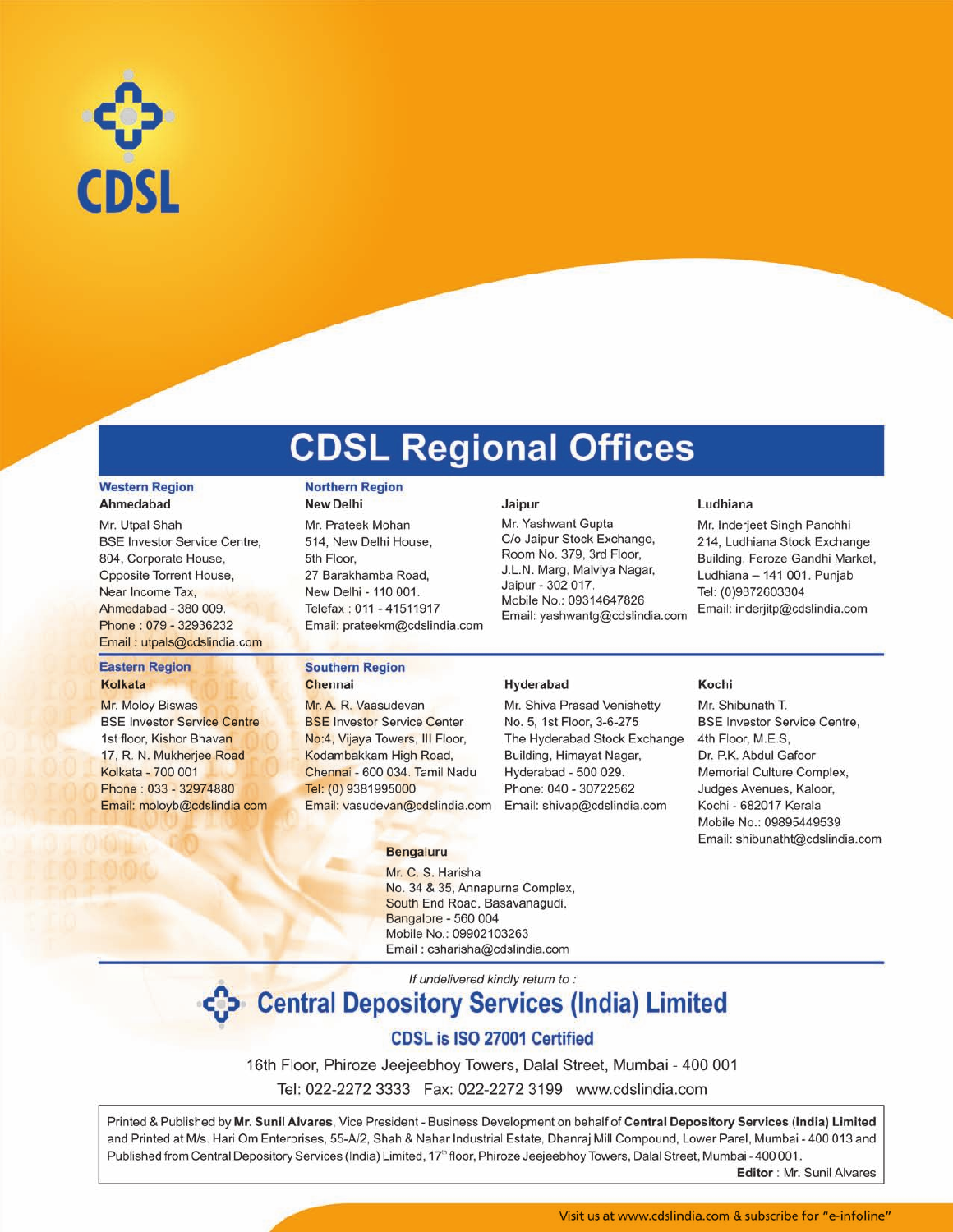CDSL

# CDSL Regional Offices

## Western Region

### Ahmedabad

Mr. Utpal Shah
BSE Investor Service Centre,
804, Corporate House,
Opposite Torrent House,
Near Income Tax,
Ahmedabad - 380 009.
Phone : 079 - 32936232
Email : utpals@cdslindia.com

## Northern Region

### New Delhi

Mr. Prateek Mohan
514, New Delhi House,
5th Floor,
27 Barakhamba Road,
New Delhi - 110 001.
Telefax : 011 - 41511917
Email: prateekm@cdslindia.com

### Jaipur

Mr. Yashwant Gupta
C/o Jaipur Stock Exchange,
Room No. 379, 3rd Floor,
J.L.N. Marg, Malviya Nagar,
Jaipur - 302 017.
Mobile No.: 09314647826
Email: yashwantg@cdslindia.com

### Ludhiana

Mr. Inderjeet Singh Panchhi
214, Ludhiana Stock Exchange
Building, Feroze Gandhi Market,
Ludhiana – 141 001. Punjab
Tel: (0)9872603304
Email: inderjitp@cdslindia.com

## Eastern Region

### Kolkata

Mr. Moloy Biswas
BSE Investor Service Centre
1st floor, Kishor Bhavan
17, R. N. Mukherjee Road
Kolkata - 700 001
Phone : 033 - 32974880
Email: moloyb@cdslindia.com

## Southern Region

### Chennai

Mr. A. R. Vaasudevan
BSE Investor Service Center
No:4, Vijaya Towers, III Floor,
Kodambakkam High Road,
Chennai - 600 034. Tamil Nadu
Tel: (0) 9381995000
Email: vasudevan@cdslindia.com

### Hyderabad

Mr. Shiva Prasad Venishetty
No. 5, 1st Floor, 3-6-275
The Hyderabad Stock Exchange
Building, Himayat Nagar,
Hyderabad - 500 029.
Phone: 040 - 30722562
Email: shivap@cdslindia.com

### Kochi

Mr. Shibunath T.
BSE Investor Service Centre,
4th Floor, M.E.S,
Dr. P.K. Abdul Gafoor
Memorial Culture Complex,
Judges Avenues, Kaloor,
Kochi - 682017 Kerala
Mobile No.: 09895449539
Email: shibunatht@cdslindia.com

### Bengaluru

Mr. C. S. Harisha
No. 34 & 35, Annapurna Complex,
South End Road, Basavanagudi,
Bangalore - 560 004
Mobile No.: 09902103263
Email : csharisha@cdslindia.com

*If undelivered kindly return to :*

**Central Depository Services (India) Limited**

**CDSL is ISO 27001 Certified**

16th Floor, Phiroze Jeejeebhoy Towers, Dalal Street, Mumbai - 400 001

Tel: 022-2272 3333 Fax: 022-2272 3199 www.cdslindia.com

Printed & Published by **Mr. Sunil Alvares**, Vice President - Business Development on behalf of **Central Depository Services (India) Limited** and Printed at M/s. Hari Om Enterprises, 55-A/2, Shah & Nahar Industrial Estate, Dhanraj Mill Compound, Lower Parel, Mumbai - 400 013 and Published from Central Depository Services (India) Limited, 17th floor, Phiroze Jeejeebhoy Towers, Dalal Street, Mumbai - 400 001.

**Editor** : Mr. Sunil Alvares

Visit us at www.cdslindia.com & subscribe for "e-infoline"